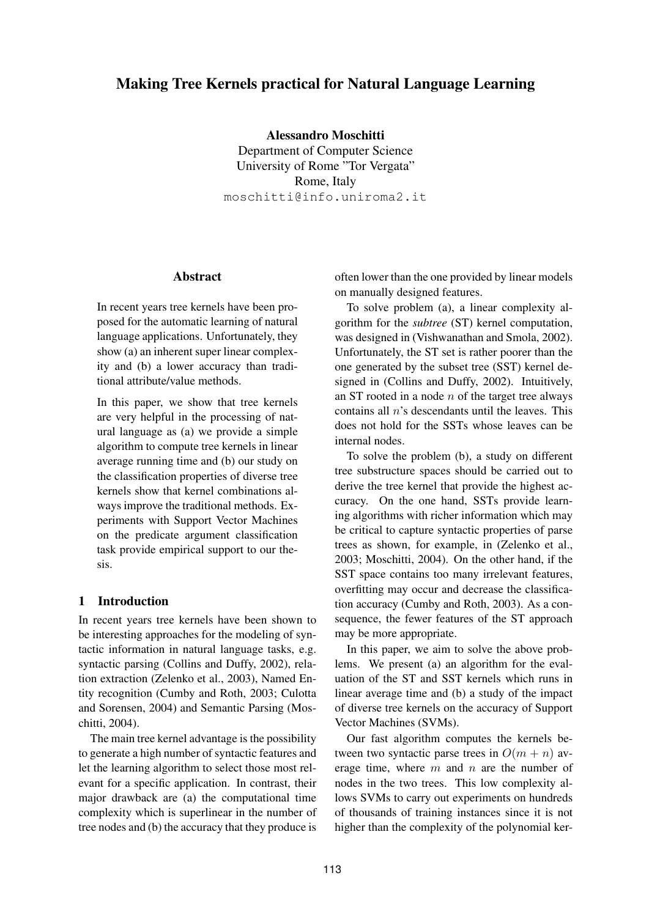# Making Tree Kernels practical for Natural Language Learning

**Alessandro Moschitti**
Department of Computer Science
University of Rome "Tor Vergata"
Rome, Italy
moschitti@info.uniroma2.it

## Abstract

In recent years tree kernels have been proposed for the automatic learning of natural language applications. Unfortunately, they show (a) an inherent super linear complexity and (b) a lower accuracy than traditional attribute/value methods.

In this paper, we show that tree kernels are very helpful in the processing of natural language as (a) we provide a simple algorithm to compute tree kernels in linear average running time and (b) our study on the classification properties of diverse tree kernels show that kernel combinations always improve the traditional methods. Experiments with Support Vector Machines on the predicate argument classification task provide empirical support to our thesis.

## 1 Introduction

In recent years tree kernels have been shown to be interesting approaches for the modeling of syntactic information in natural language tasks, e.g. syntactic parsing (Collins and Duffy, 2002), relation extraction (Zelenko et al., 2003), Named Entity recognition (Cumby and Roth, 2003; Culotta and Sorensen, 2004) and Semantic Parsing (Moschitti, 2004).

The main tree kernel advantage is the possibility to generate a high number of syntactic features and let the learning algorithm to select those most relevant for a specific application. In contrast, their major drawback are (a) the computational time complexity which is superlinear in the number of tree nodes and (b) the accuracy that they produce is often lower than the one provided by linear models on manually designed features.

To solve problem (a), a linear complexity algorithm for the *subtree* (ST) kernel computation, was designed in (Vishwanathan and Smola, 2002). Unfortunately, the ST set is rather poorer than the one generated by the subset tree (SST) kernel designed in (Collins and Duffy, 2002). Intuitively, an ST rooted in a node $n$ of the target tree always contains all $n$'s descendants until the leaves. This does not hold for the SSTs whose leaves can be internal nodes.

To solve the problem (b), a study on different tree substructure spaces should be carried out to derive the tree kernel that provide the highest accuracy. On the one hand, SSTs provide learning algorithms with richer information which may be critical to capture syntactic properties of parse trees as shown, for example, in (Zelenko et al., 2003; Moschitti, 2004). On the other hand, if the SST space contains too many irrelevant features, overfitting may occur and decrease the classification accuracy (Cumby and Roth, 2003). As a consequence, the fewer features of the ST approach may be more appropriate.

In this paper, we aim to solve the above problems. We present (a) an algorithm for the evaluation of the ST and SST kernels which runs in linear average time and (b) a study of the impact of diverse tree kernels on the accuracy of Support Vector Machines (SVMs).

Our fast algorithm computes the kernels between two syntactic parse trees in $O(m + n)$ average time, where $m$ and $n$ are the number of nodes in the two trees. This low complexity allows SVMs to carry out experiments on hundreds of thousands of training instances since it is not higher than the complexity of the polynomial ker-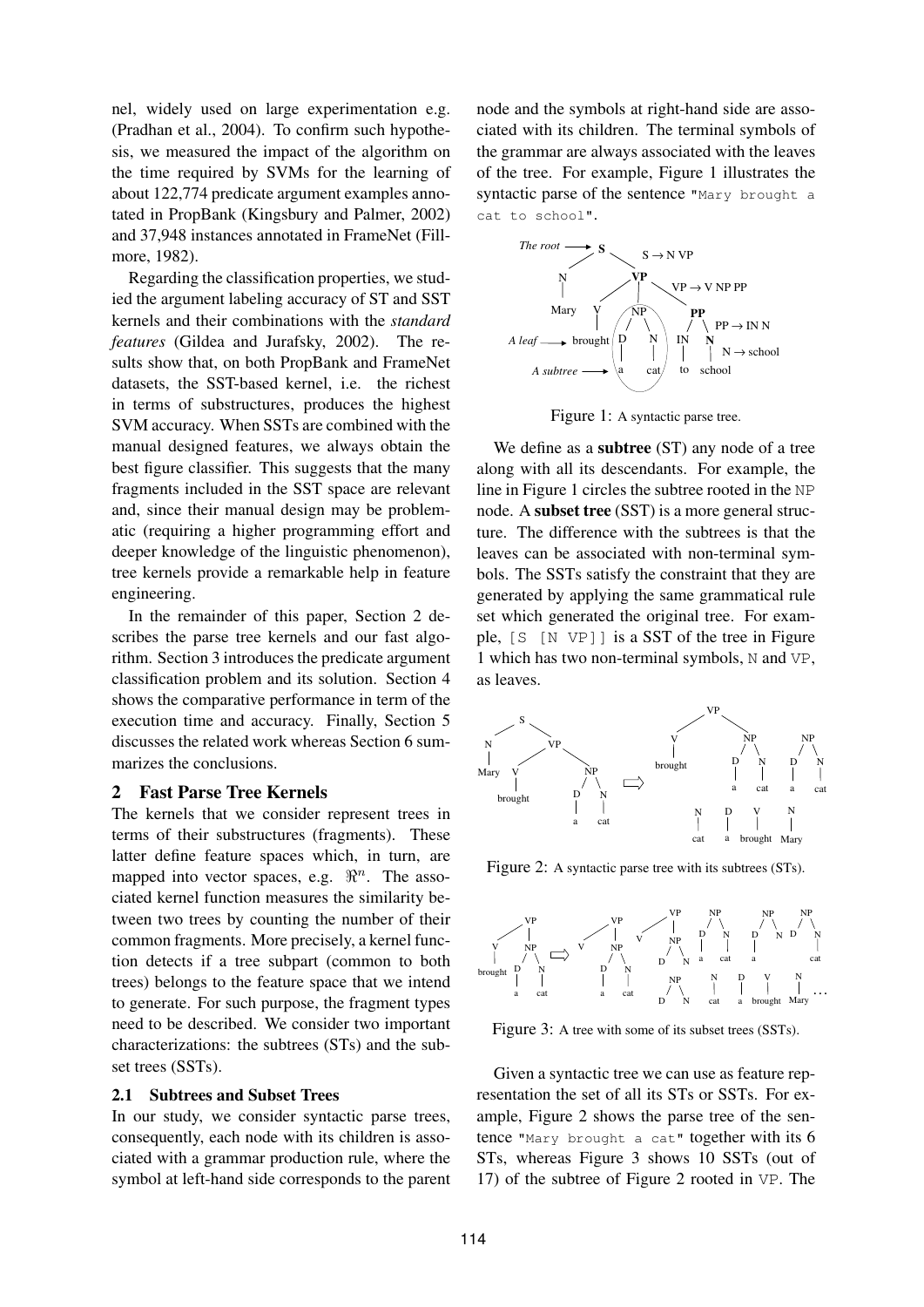nel, widely used on large experimentation e.g. (Pradhan et al., 2004). To confirm such hypothesis, we measured the impact of the algorithm on the time required by SVMs for the learning of about 122,774 predicate argument examples annotated in PropBank (Kingsbury and Palmer, 2002) and 37,948 instances annotated in FrameNet (Fillmore, 1982).

Regarding the classification properties, we studied the argument labeling accuracy of ST and SST kernels and their combinations with the *standard features* (Gildea and Jurafsky, 2002). The results show that, on both PropBank and FrameNet datasets, the SST-based kernel, i.e. the richest in terms of substructures, produces the highest SVM accuracy. When SSTs are combined with the manual designed features, we always obtain the best figure classifier. This suggests that the many fragments included in the SST space are relevant and, since their manual design may be problematic (requiring a higher programming effort and deeper knowledge of the linguistic phenomenon), tree kernels provide a remarkable help in feature engineering.

In the remainder of this paper, Section 2 describes the parse tree kernels and our fast algorithm. Section 3 introduces the predicate argument classification problem and its solution. Section 4 shows the comparative performance in term of the execution time and accuracy. Finally, Section 5 discusses the related work whereas Section 6 summarizes the conclusions.

## 2 Fast Parse Tree Kernels

The kernels that we consider represent trees in terms of their substructures (fragments). These latter define feature spaces which, in turn, are mapped into vector spaces, e.g. $\Re^n$. The associated kernel function measures the similarity between two trees by counting the number of their common fragments. More precisely, a kernel function detects if a tree subpart (common to both trees) belongs to the feature space that we intend to generate. For such purpose, the fragment types need to be described. We consider two important characterizations: the subtrees (STs) and the subset trees (SSTs).

### 2.1 Subtrees and Subset Trees

In our study, we consider syntactic parse trees, consequently, each node with its children is associated with a grammar production rule, where the symbol at left-hand side corresponds to the parent node and the symbols at right-hand side are associated with its children. The terminal symbols of the grammar are always associated with the leaves of the tree. For example, Figure 1 illustrates the syntactic parse of the sentence "Mary brought a cat to school".

Figure 1: A syntactic parse tree.

We define as a **subtree** (ST) any node of a tree along with all its descendants. For example, the line in Figure 1 circles the subtree rooted in the NP node. A **subset tree** (SST) is a more general structure. The difference with the subtrees is that the leaves can be associated with non-terminal symbols. The SSTs satisfy the constraint that they are generated by applying the same grammatical rule set which generated the original tree. For example, [S [N VP]] is a SST of the tree in Figure 1 which has two non-terminal symbols, N and VP, as leaves.

Figure 2: A syntactic parse tree with its subtrees (STs).

Figure 3: A tree with some of its subset trees (SSTs).

Given a syntactic tree we can use as feature representation the set of all its STs or SSTs. For example, Figure 2 shows the parse tree of the sentence "Mary brought a cat" together with its 6 STs, whereas Figure 3 shows 10 SSTs (out of 17) of the subtree of Figure 2 rooted in VP. The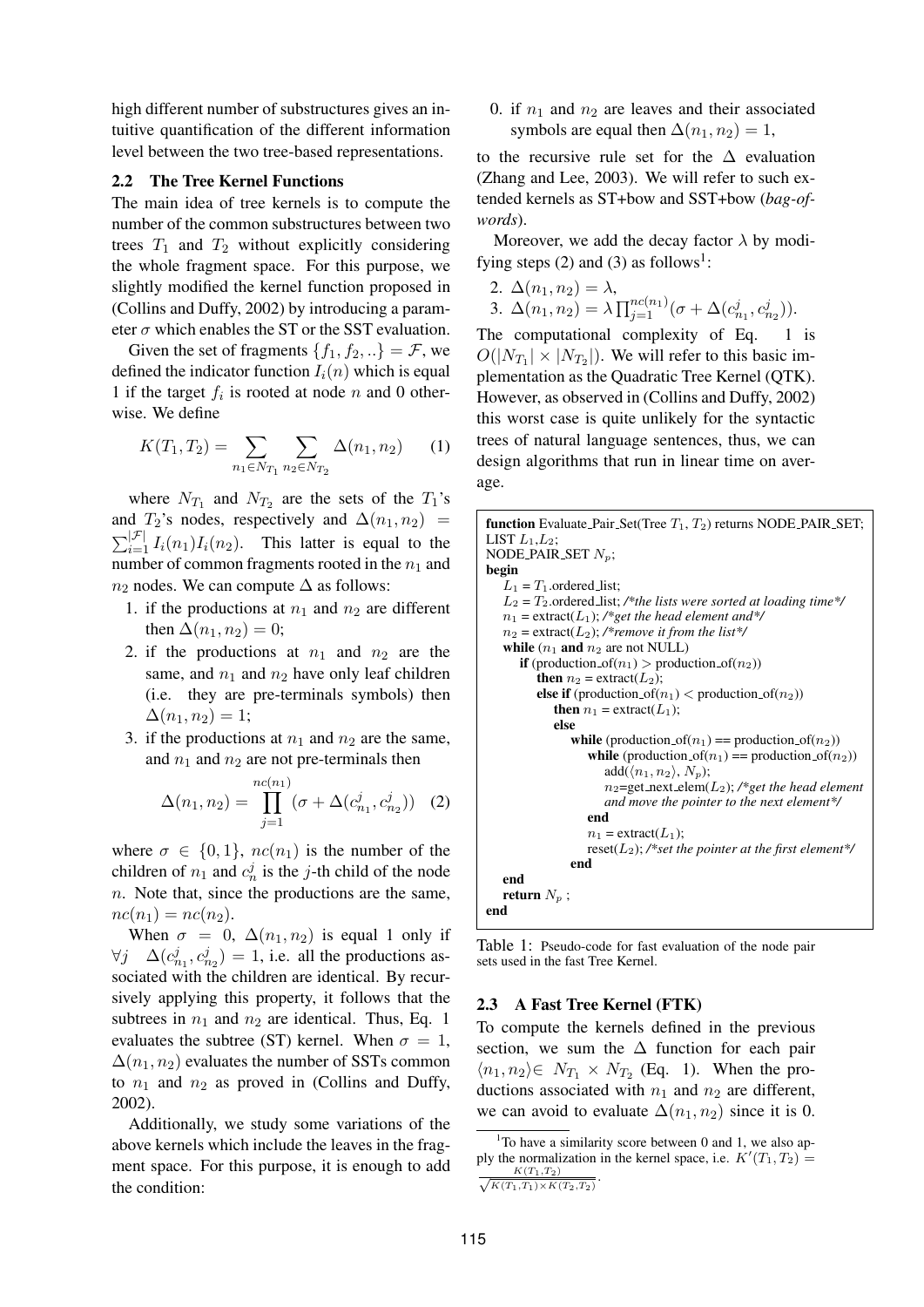high different number of substructures gives an intuitive quantification of the different information level between the two tree-based representations.

### 2.2 The Tree Kernel Functions

The main idea of tree kernels is to compute the number of the common substructures between two trees $T_1$ and $T_2$ without explicitly considering the whole fragment space. For this purpose, we slightly modified the kernel function proposed in (Collins and Duffy, 2002) by introducing a parameter $\sigma$ which enables the ST or the SST evaluation.

Given the set of fragments $\{f_1, f_2, ..\} = \mathcal{F}$, we defined the indicator function $I_i(n)$ which is equal 1 if the target $f_i$ is rooted at node $n$ and 0 otherwise. We define

$$K(T_1, T_2) = \sum_{n_1 \in N_{T_1}} \sum_{n_2 \in N_{T_2}} \Delta(n_1, n_2) \quad (1)$$

where $N_{T_1}$ and $N_{T_2}$ are the sets of the $T_1$'s and $T_2$'s nodes, respectively and $\Delta(n_1, n_2) = \sum_{i=1}^{|\mathcal{F}|} I_i(n_1) I_i(n_2)$. This latter is equal to the number of common fragments rooted in the $n_1$ and $n_2$ nodes. We can compute $\Delta$ as follows:

1. if the productions at $n_1$ and $n_2$ are different then $\Delta(n_1, n_2) = 0$;
2. if the productions at $n_1$ and $n_2$ are the same, and $n_1$ and $n_2$ have only leaf children (i.e. they are pre-terminals symbols) then $\Delta(n_1, n_2) = 1$;
3. if the productions at $n_1$ and $n_2$ are the same, and $n_1$ and $n_2$ are not pre-terminals then

$$\Delta(n_1, n_2) = \prod_{j=1}^{nc(n_1)} (\sigma + \Delta(c_{n_1}^j, c_{n_2}^j)) \quad (2)$$

where $\sigma \in \{0, 1\}$, $nc(n_1)$ is the number of the children of $n_1$ and $c_n^j$ is the $j$-th child of the node $n$. Note that, since the productions are the same, $nc(n_1) = nc(n_2)$.

When $\sigma = 0$, $\Delta(n_1, n_2)$ is equal 1 only if $\forall j \;\; \Delta(c_{n_1}^j, c_{n_2}^j) = 1$, i.e. all the productions associated with the children are identical. By recursively applying this property, it follows that the subtrees in $n_1$ and $n_2$ are identical. Thus, Eq. 1 evaluates the subtree (ST) kernel. When $\sigma = 1$, $\Delta(n_1, n_2)$ evaluates the number of SSTs common to $n_1$ and $n_2$ as proved in (Collins and Duffy, 2002).

Additionally, we study some variations of the above kernels which include the leaves in the fragment space. For this purpose, it is enough to add the condition:

0. if $n_1$ and $n_2$ are leaves and their associated symbols are equal then $\Delta(n_1, n_2) = 1$,

to the recursive rule set for the $\Delta$ evaluation (Zhang and Lee, 2003). We will refer to such extended kernels as ST+bow and SST+bow (*bag-of-words*).

Moreover, we add the decay factor $\lambda$ by modifying steps (2) and (3) as follows[1]:

2. $\Delta(n_1, n_2) = \lambda$,
3. $\Delta(n_1, n_2) = \lambda \prod_{j=1}^{nc(n_1)} (\sigma + \Delta(c_{n_1}^j, c_{n_2}^j))$.

The computational complexity of Eq. 1 is $O(|N_{T_1}| \times |N_{T_2}|)$. We will refer to this basic implementation as the Quadratic Tree Kernel (QTK). However, as observed in (Collins and Duffy, 2002) this worst case is quite unlikely for the syntactic trees of natural language sentences, thus, we can design algorithms that run in linear time on average.

```
function Evaluate_Pair_Set(Tree T1, T2) returns NODE_PAIR_SET;
LIST L1,L2;
NODE_PAIR_SET Np;
begin
    L1 = T1.ordered_list;
    L2 = T2.ordered_list; /*the lists were sorted at loading time*/
    n1 = extract(L1); /*get the head element and*/
    n2 = extract(L2); /*remove it from the list*/
    while (n1 and n2 are not NULL)
        if (production_of(n1) > production_of(n2))
            then n2 = extract(L2);
            else if (production_of(n1) < production_of(n2))
                then n1 = extract(L1);
                else
                    while (production_of(n1) == production_of(n2))
                        while (production_of(n1) == production_of(n2))
                            add(<n1, n2>, Np);
                            n2=get_next_elem(L2); /*get the head element
                            and move the pointer to the next element*/
                        end
                        n1 = extract(L1);
                        reset(L2); /*set the pointer at the first element*/
                    end
    end
    return Np ;
end
```

Table 1: Pseudo-code for fast evaluation of the node pair sets used in the fast Tree Kernel.

### 2.3 A Fast Tree Kernel (FTK)

To compute the kernels defined in the previous section, we sum the $\Delta$ function for each pair $\langle n_1, n_2 \rangle \in N_{T_1} \times N_{T_2}$ (Eq. 1). When the productions associated with $n_1$ and $n_2$ are different, we can avoid to evaluate $\Delta(n_1, n_2)$ since it is 0.

[1] To have a similarity score between 0 and 1, we also apply the normalization in the kernel space, i.e. $K'(T_1, T_2) = \frac{K(T_1, T_2)}{\sqrt{K(T_1, T_1) \times K(T_2, T_2)}}$.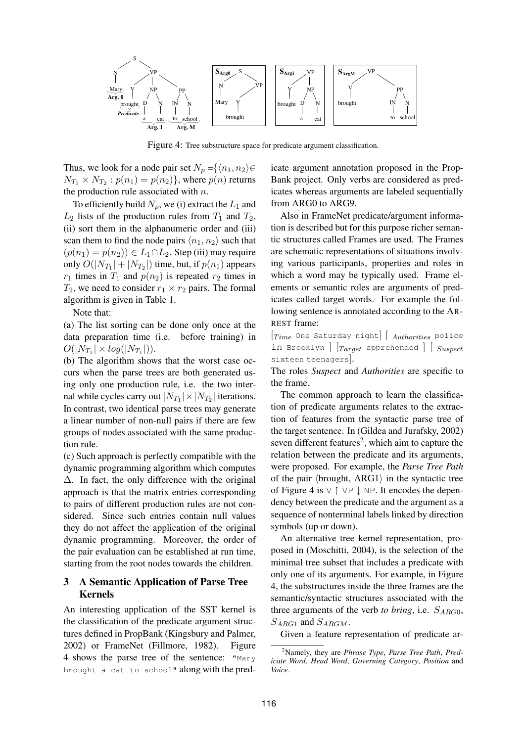Figure 4: Tree substructure space for predicate argument classification.

Thus, we look for a node pair set $N_p = \{\langle n_1, n_2 \rangle \in N_{T_1} \times N_{T_2} : p(n_1) = p(n_2)\}$, where $p(n)$ returns the production rule associated with $n$.

To efficiently build $N_p$, we (i) extract the $L_1$ and $L_2$ lists of the production rules from $T_1$ and $T_2$, (ii) sort them in the alphanumeric order and (iii) scan them to find the node pairs $\langle n_1, n_2 \rangle$ such that $(p(n_1) = p(n_2)) \in L_1 \cap L_2$. Step (iii) may require only $O(|N_{T_1}| + |N_{T_2}|)$ time, but, if $p(n_1)$ appears $r_1$ times in $T_1$ and $p(n_2)$ is repeated $r_2$ times in $T_2$, we need to consider $r_1 \times r_2$ pairs. The formal algorithm is given in Table 1.

Note that:

(a) The list sorting can be done only once at the data preparation time (i.e. before training) in $O(|N_{T_1}| \times log(|N_{T_1}|))$.

(b) The algorithm shows that the worst case occurs when the parse trees are both generated using only one production rule, i.e. the two internal while cycles carry out $|N_{T_1}| \times |N_{T_2}|$ iterations. In contrast, two identical parse trees may generate a linear number of non-null pairs if there are few groups of nodes associated with the same production rule.

(c) Such approach is perfectly compatible with the dynamic programming algorithm which computes $\Delta$. In fact, the only difference with the original approach is that the matrix entries corresponding to pairs of different production rules are not considered. Since such entries contain null values they do not affect the application of the original dynamic programming. Moreover, the order of the pair evaluation can be established at run time, starting from the root nodes towards the children.

## 3 A Semantic Application of Parse Tree Kernels

An interesting application of the SST kernel is the classification of the predicate argument structures defined in PropBank (Kingsbury and Palmer, 2002) or FrameNet (Fillmore, 1982). Figure 4 shows the parse tree of the sentence: `"Mary brought a cat to school"` along with the predicate argument annotation proposed in the PropBank project. Only verbs are considered as predicates whereas arguments are labeled sequentially from ARG0 to ARG9.

Also in FrameNet predicate/argument information is described but for this purpose richer semantic structures called Frames are used. The Frames are schematic representations of situations involving various participants, properties and roles in which a word may be typically used. Frame elements or semantic roles are arguments of predicates called target words. For example the following sentence is annotated according to the ARREST frame:

[$_{Time}$ `One Saturday night`] [ $_{Authorities}$ `police in Brooklyn` ] [$_{Target}$ `apprehended` ] [ $_{Suspect}$ `sixteen teenagers`].

The roles *Suspect* and *Authorities* are specific to the frame.

The common approach to learn the classification of predicate arguments relates to the extraction of features from the syntactic parse tree of the target sentence. In (Gildea and Jurafsky, 2002) seven different features[2], which aim to capture the relation between the predicate and its arguments, were proposed. For example, the *Parse Tree Path* of the pair $\langle$brought, ARG1$\rangle$ in the syntactic tree of Figure 4 is V $\uparrow$ VP $\downarrow$ NP. It encodes the dependency between the predicate and the argument as a sequence of nonterminal labels linked by direction symbols (up or down).

An alternative tree kernel representation, proposed in (Moschitti, 2004), is the selection of the minimal tree subset that includes a predicate with only one of its arguments. For example, in Figure 4, the substructures inside the three frames are the semantic/syntactic structures associated with the three arguments of the verb *to bring*, i.e. $S_{ARG0}$, $S_{ARG1}$ and $S_{ARGM}$.

Given a feature representation of predicate ar-

[2]Namely, they are *Phrase Type*, *Parse Tree Path*, *Predicate Word*, *Head Word*, *Governing Category*, *Position* and *Voice*.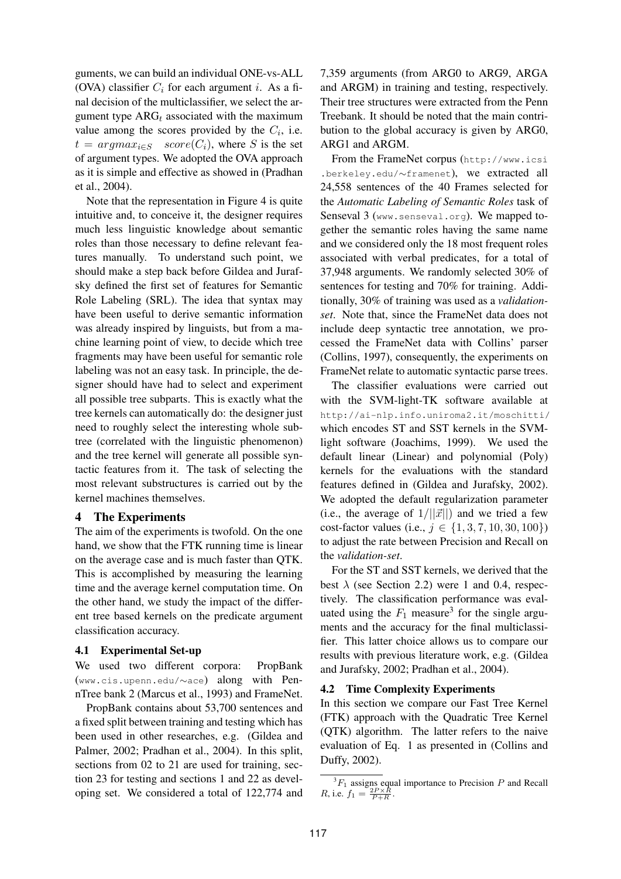guments, we can build an individual ONE-vs-ALL (OVA) classifier $C_i$ for each argument $i$. As a final decision of the multiclassifier, we select the argument type $\text{ARG}_t$ associated with the maximum value among the scores provided by the $C_i$, i.e. $t = argmax_{i \in S} \quad score(C_i)$, where $S$ is the set of argument types. We adopted the OVA approach as it is simple and effective as showed in (Pradhan et al., 2004).

Note that the representation in Figure 4 is quite intuitive and, to conceive it, the designer requires much less linguistic knowledge about semantic roles than those necessary to define relevant features manually. To understand such point, we should make a step back before Gildea and Jurafsky defined the first set of features for Semantic Role Labeling (SRL). The idea that syntax may have been useful to derive semantic information was already inspired by linguists, but from a machine learning point of view, to decide which tree fragments may have been useful for semantic role labeling was not an easy task. In principle, the designer should have had to select and experiment all possible tree subparts. This is exactly what the tree kernels can automatically do: the designer just need to roughly select the interesting whole subtree (correlated with the linguistic phenomenon) and the tree kernel will generate all possible syntactic features from it. The task of selecting the most relevant substructures is carried out by the kernel machines themselves.

## 4 The Experiments

The aim of the experiments is twofold. On the one hand, we show that the FTK running time is linear on the average case and is much faster than QTK. This is accomplished by measuring the learning time and the average kernel computation time. On the other hand, we study the impact of the different tree based kernels on the predicate argument classification accuracy.

### 4.1 Experimental Set-up

We used two different corpora: PropBank (www.cis.upenn.edu/∼ace) along with PennTree bank 2 (Marcus et al., 1993) and FrameNet.

PropBank contains about 53,700 sentences and a fixed split between training and testing which has been used in other researches, e.g. (Gildea and Palmer, 2002; Pradhan et al., 2004). In this split, sections from 02 to 21 are used for training, section 23 for testing and sections 1 and 22 as developing set. We considered a total of 122,774 and 7,359 arguments (from ARG0 to ARG9, ARGA and ARGM) in training and testing, respectively. Their tree structures were extracted from the Penn Treebank. It should be noted that the main contribution to the global accuracy is given by ARG0, ARG1 and ARGM.

From the FrameNet corpus (http://www.icsi.berkeley.edu/∼framenet), we extracted all 24,558 sentences of the 40 Frames selected for the *Automatic Labeling of Semantic Roles* task of Senseval 3 (www.senseval.org). We mapped together the semantic roles having the same name and we considered only the 18 most frequent roles associated with verbal predicates, for a total of 37,948 arguments. We randomly selected 30% of sentences for testing and 70% for training. Additionally, 30% of training was used as a *validation-set*. Note that, since the FrameNet data does not include deep syntactic tree annotation, we processed the FrameNet data with Collins' parser (Collins, 1997), consequently, the experiments on FrameNet relate to automatic syntactic parse trees.

The classifier evaluations were carried out with the SVM-light-TK software available at http://ai-nlp.info.uniroma2.it/moschitti/ which encodes ST and SST kernels in the SVM-light software (Joachims, 1999). We used the default linear (Linear) and polynomial (Poly) kernels for the evaluations with the standard features defined in (Gildea and Jurafsky, 2002). We adopted the default regularization parameter (i.e., the average of $1/||\vec{x}||$) and we tried a few cost-factor values (i.e., $j \in \{1, 3, 7, 10, 30, 100\}$) to adjust the rate between Precision and Recall on the *validation-set*.

For the ST and SST kernels, we derived that the best $\lambda$ (see Section 2.2) were 1 and 0.4, respectively. The classification performance was evaluated using the $F_1$ measure[3] for the single arguments and the accuracy for the final multiclassifier. This latter choice allows us to compare our results with previous literature work, e.g. (Gildea and Jurafsky, 2002; Pradhan et al., 2004).

### 4.2 Time Complexity Experiments

In this section we compare our Fast Tree Kernel (FTK) approach with the Quadratic Tree Kernel (QTK) algorithm. The latter refers to the naive evaluation of Eq. 1 as presented in (Collins and Duffy, 2002).

[3] $F_1$ assigns equal importance to Precision $P$ and Recall $R$, i.e. $f_1 = \frac{2P \times R}{P+R}$.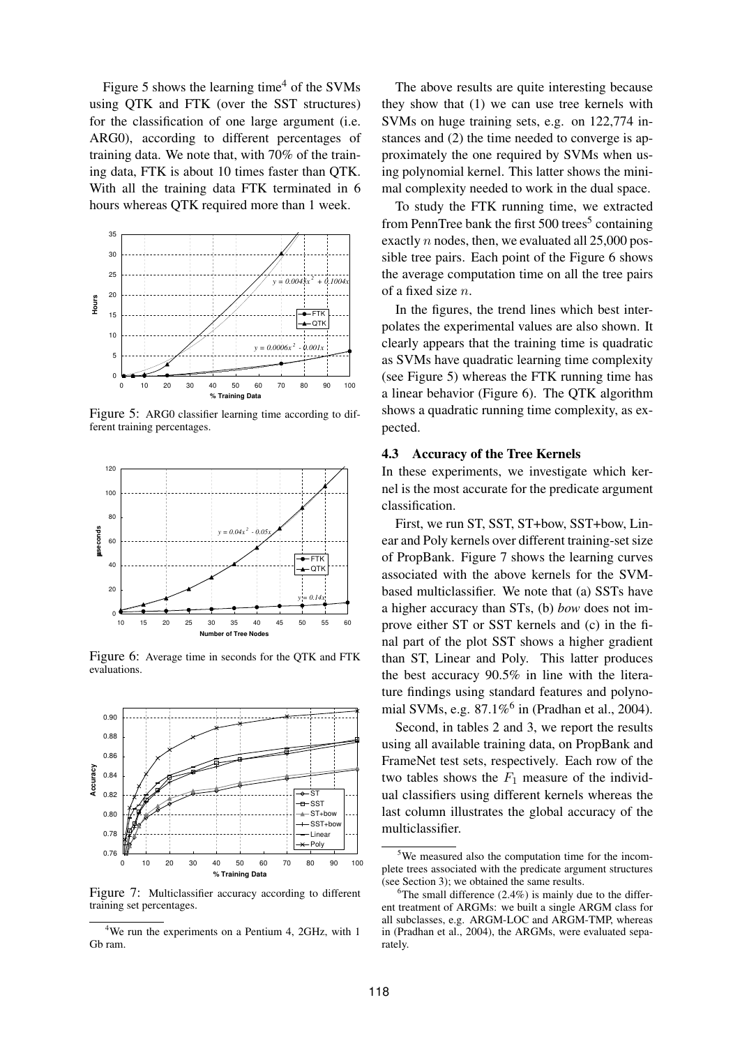Figure 5 shows the learning time[4] of the SVMs using QTK and FTK (over the SST structures) for the classification of one large argument (i.e. ARG0), according to different percentages of training data. We note that, with 70% of the training data, FTK is about 10 times faster than QTK. With all the training data FTK terminated in 6 hours whereas QTK required more than 1 week.

Figure 5: ARG0 classifier learning time according to different training percentages.

Figure 6: Average time in seconds for the QTK and FTK evaluations.

Figure 7: Multiclassifier accuracy according to different training set percentages.

The above results are quite interesting because they show that (1) we can use tree kernels with SVMs on huge training sets, e.g. on 122,774 instances and (2) the time needed to converge is approximately the one required by SVMs when using polynomial kernel. This latter shows the minimal complexity needed to work in the dual space.

To study the FTK running time, we extracted from PennTree bank the first 500 trees[5] containing exactly $n$ nodes, then, we evaluated all 25,000 possible tree pairs. Each point of the Figure 6 shows the average computation time on all the tree pairs of a fixed size $n$.

In the figures, the trend lines which best interpolates the experimental values are also shown. It clearly appears that the training time is quadratic as SVMs have quadratic learning time complexity (see Figure 5) whereas the FTK running time has a linear behavior (Figure 6). The QTK algorithm shows a quadratic running time complexity, as expected.

### 4.3 Accuracy of the Tree Kernels

In these experiments, we investigate which kernel is the most accurate for the predicate argument classification.

First, we run ST, SST, ST+bow, SST+bow, Linear and Poly kernels over different training-set size of PropBank. Figure 7 shows the learning curves associated with the above kernels for the SVM-based multiclassifier. We note that (a) SSTs have a higher accuracy than STs, (b) *bow* does not improve either ST or SST kernels and (c) in the final part of the plot SST shows a higher gradient than ST, Linear and Poly. This latter produces the best accuracy 90.5% in line with the literature findings using standard features and polynomial SVMs, e.g. 87.1%[6] in (Pradhan et al., 2004).

Second, in tables 2 and 3, we report the results using all available training data, on PropBank and FrameNet test sets, respectively. Each row of the two tables shows the $F_1$ measure of the individual classifiers using different kernels whereas the last column illustrates the global accuracy of the multiclassifier.

[4] We run the experiments on a Pentium 4, 2GHz, with 1 Gb ram.

[5] We measured also the computation time for the incomplete trees associated with the predicate argument structures (see Section 3); we obtained the same results.

[6] The small difference (2.4%) is mainly due to the different treatment of ARGMs: we built a single ARGM class for all subclasses, e.g. ARGM-LOC and ARGM-TMP, whereas in (Pradhan et al., 2004), the ARGMs, were evaluated separately.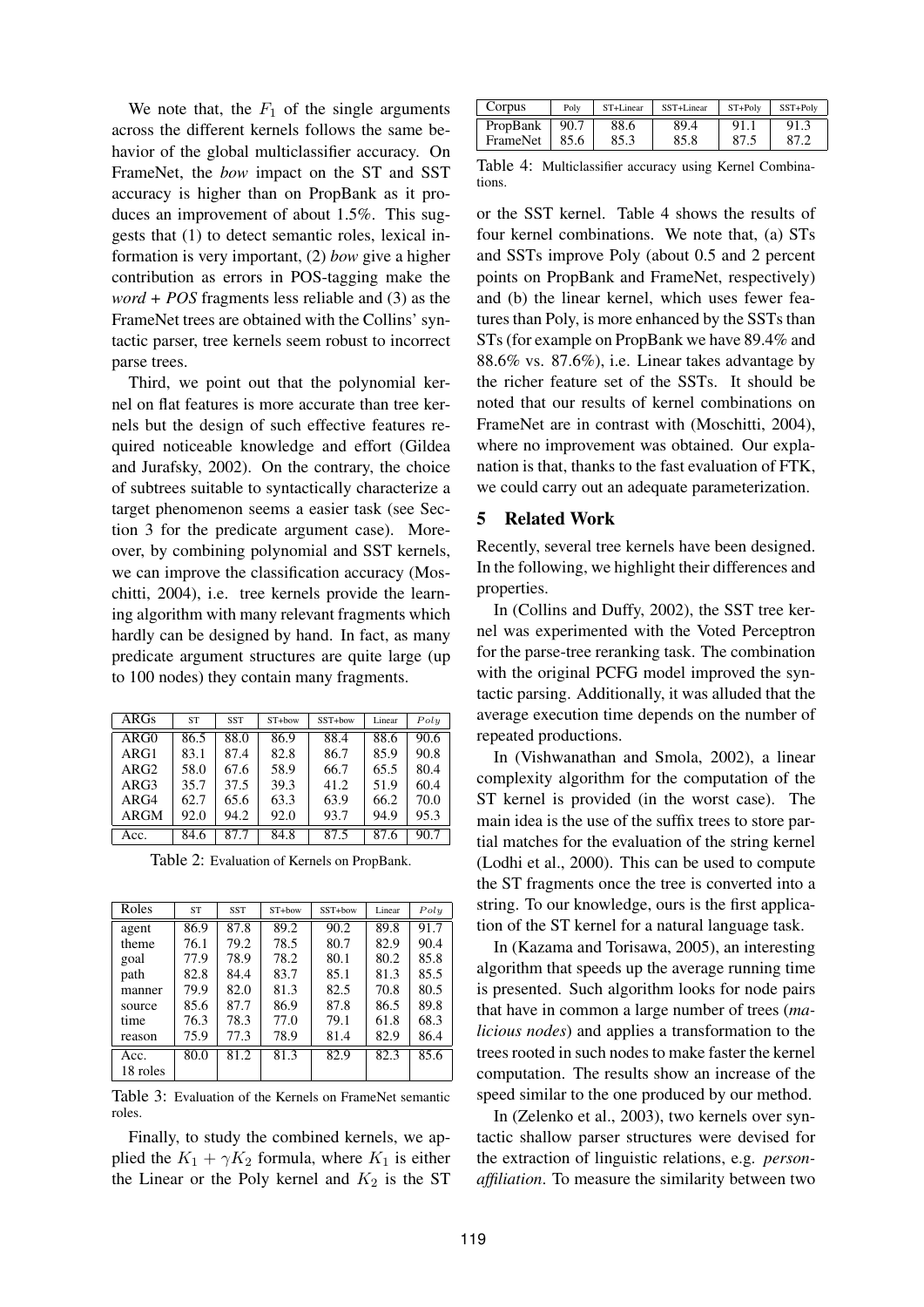We note that, the $F_1$ of the single arguments across the different kernels follows the same behavior of the global multiclassifier accuracy. On FrameNet, the *bow* impact on the ST and SST accuracy is higher than on PropBank as it produces an improvement of about 1.5%. This suggests that (1) to detect semantic roles, lexical information is very important, (2) *bow* give a higher contribution as errors in POS-tagging make the *word + POS* fragments less reliable and (3) as the FrameNet trees are obtained with the Collins' syntactic parser, tree kernels seem robust to incorrect parse trees.

Third, we point out that the polynomial kernel on flat features is more accurate than tree kernels but the design of such effective features required noticeable knowledge and effort (Gildea and Jurafsky, 2002). On the contrary, the choice of subtrees suitable to syntactically characterize a target phenomenon seems a easier task (see Section 3 for the predicate argument case). Moreover, by combining polynomial and SST kernels, we can improve the classification accuracy (Moschitti, 2004), i.e. tree kernels provide the learning algorithm with many relevant fragments which hardly can be designed by hand. In fact, as many predicate argument structures are quite large (up to 100 nodes) they contain many fragments.

| ARGs | ST | SST | ST+bow | SST+bow | Linear | $Poly$ |
|---|---|---|---|---|---|---|
| ARG0 | 86.5 | 88.0 | 86.9 | 88.4 | 88.6 | 90.6 |
| ARG1 | 83.1 | 87.4 | 82.8 | 86.7 | 85.9 | 90.8 |
| ARG2 | 58.0 | 67.6 | 58.9 | 66.7 | 65.5 | 80.4 |
| ARG3 | 35.7 | 37.5 | 39.3 | 41.2 | 51.9 | 60.4 |
| ARG4 | 62.7 | 65.6 | 63.3 | 63.9 | 66.2 | 70.0 |
| ARGM | 92.0 | 94.2 | 92.0 | 93.7 | 94.9 | 95.3 |
| Acc. | 84.6 | 87.7 | 84.8 | 87.5 | 87.6 | 90.7 |

Table 2: Evaluation of Kernels on PropBank.

| Roles | ST | SST | ST+bow | SST+bow | Linear | $Poly$ |
|---|---|---|---|---|---|---|
| agent | 86.9 | 87.8 | 89.2 | 90.2 | 89.8 | 91.7 |
| theme | 76.1 | 79.2 | 78.5 | 80.7 | 82.9 | 90.4 |
| goal | 77.9 | 78.9 | 78.2 | 80.1 | 80.2 | 85.8 |
| path | 82.8 | 84.4 | 83.7 | 85.1 | 81.3 | 85.5 |
| manner | 79.9 | 82.0 | 81.3 | 82.5 | 70.8 | 80.5 |
| source | 85.6 | 87.7 | 86.9 | 87.8 | 86.5 | 89.8 |
| time | 76.3 | 78.3 | 77.0 | 79.1 | 61.8 | 68.3 |
| reason | 75.9 | 77.3 | 78.9 | 81.4 | 82.9 | 86.4 |
| Acc. 18 roles | 80.0 | 81.2 | 81.3 | 82.9 | 82.3 | 85.6 |

Table 3: Evaluation of the Kernels on FrameNet semantic roles.

Finally, to study the combined kernels, we applied the $K_1 + \gamma K_2$ formula, where $K_1$ is either the Linear or the Poly kernel and $K_2$ is the ST or the SST kernel. Table 4 shows the results of four kernel combinations. We note that, (a) STs and SSTs improve Poly (about 0.5 and 2 percent points on PropBank and FrameNet, respectively) and (b) the linear kernel, which uses fewer features than Poly, is more enhanced by the SSTs than STs (for example on PropBank we have 89.4% and 88.6% vs. 87.6%), i.e. Linear takes advantage by the richer feature set of the SSTs. It should be noted that our results of kernel combinations on FrameNet are in contrast with (Moschitti, 2004), where no improvement was obtained. Our explanation is that, thanks to the fast evaluation of FTK, we could carry out an adequate parameterization.

| Corpus | Poly | ST+Linear | SST+Linear | ST+Poly | SST+Poly |
|---|---|---|---|---|---|
| PropBank | 90.7 | 88.6 | 89.4 | 91.1 | 91.3 |
| FrameNet | 85.6 | 85.3 | 85.8 | 87.5 | 87.2 |

Table 4: Multiclassifier accuracy using Kernel Combinations.

## 5 Related Work

Recently, several tree kernels have been designed. In the following, we highlight their differences and properties.

In (Collins and Duffy, 2002), the SST tree kernel was experimented with the Voted Perceptron for the parse-tree reranking task. The combination with the original PCFG model improved the syntactic parsing. Additionally, it was alluded that the average execution time depends on the number of repeated productions.

In (Vishwanathan and Smola, 2002), a linear complexity algorithm for the computation of the ST kernel is provided (in the worst case). The main idea is the use of the suffix trees to store partial matches for the evaluation of the string kernel (Lodhi et al., 2000). This can be used to compute the ST fragments once the tree is converted into a string. To our knowledge, ours is the first application of the ST kernel for a natural language task.

In (Kazama and Torisawa, 2005), an interesting algorithm that speeds up the average running time is presented. Such algorithm looks for node pairs that have in common a large number of trees (*malicious nodes*) and applies a transformation to the trees rooted in such nodes to make faster the kernel computation. The results show an increase of the speed similar to the one produced by our method.

In (Zelenko et al., 2003), two kernels over syntactic shallow parser structures were devised for the extraction of linguistic relations, e.g. *person-affiliation*. To measure the similarity between two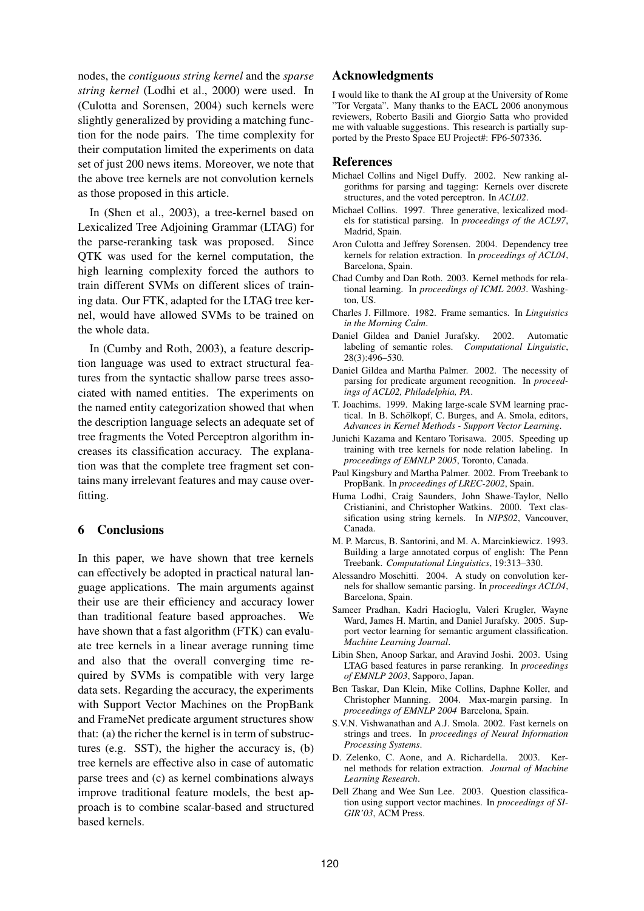nodes, the *contiguous string kernel* and the *sparse string kernel* (Lodhi et al., 2000) were used. In (Culotta and Sorensen, 2004) such kernels were slightly generalized by providing a matching function for the node pairs. The time complexity for their computation limited the experiments on data set of just 200 news items. Moreover, we note that the above tree kernels are not convolution kernels as those proposed in this article.

In (Shen et al., 2003), a tree-kernel based on Lexicalized Tree Adjoining Grammar (LTAG) for the parse-reranking task was proposed. Since QTK was used for the kernel computation, the high learning complexity forced the authors to train different SVMs on different slices of training data. Our FTK, adapted for the LTAG tree kernel, would have allowed SVMs to be trained on the whole data.

In (Cumby and Roth, 2003), a feature description language was used to extract structural features from the syntactic shallow parse trees associated with named entities. The experiments on the named entity categorization showed that when the description language selects an adequate set of tree fragments the Voted Perceptron algorithm increases its classification accuracy. The explanation was that the complete tree fragment set contains many irrelevant features and may cause overfitting.

## 6 Conclusions

In this paper, we have shown that tree kernels can effectively be adopted in practical natural language applications. The main arguments against their use are their efficiency and accuracy lower than traditional feature based approaches. We have shown that a fast algorithm (FTK) can evaluate tree kernels in a linear average running time and also that the overall converging time required by SVMs is compatible with very large data sets. Regarding the accuracy, the experiments with Support Vector Machines on the PropBank and FrameNet predicate argument structures show that: (a) the richer the kernel is in term of substructures (e.g. SST), the higher the accuracy is, (b) tree kernels are effective also in case of automatic parse trees and (c) as kernel combinations always improve traditional feature models, the best approach is to combine scalar-based and structured based kernels.

## Acknowledgments

I would like to thank the AI group at the University of Rome "Tor Vergata". Many thanks to the EACL 2006 anonymous reviewers, Roberto Basili and Giorgio Satta who provided me with valuable suggestions. This research is partially supported by the Presto Space EU Project#: FP6-507336.

## References

Michael Collins and Nigel Duffy. 2002. New ranking algorithms for parsing and tagging: Kernels over discrete structures, and the voted perceptron. In *ACL02*.

Michael Collins. 1997. Three generative, lexicalized models for statistical parsing. In *proceedings of the ACL97*, Madrid, Spain.

Aron Culotta and Jeffrey Sorensen. 2004. Dependency tree kernels for relation extraction. In *proceedings of ACL04*, Barcelona, Spain.

Chad Cumby and Dan Roth. 2003. Kernel methods for relational learning. In *proceedings of ICML 2003*. Washington, US.

Charles J. Fillmore. 1982. Frame semantics. In *Linguistics in the Morning Calm*.

Daniel Gildea and Daniel Jurafsky. 2002. Automatic labeling of semantic roles. *Computational Linguistic*, 28(3):496–530.

Daniel Gildea and Martha Palmer. 2002. The necessity of parsing for predicate argument recognition. In *proceedings of ACL02, Philadelphia, PA*.

T. Joachims. 1999. Making large-scale SVM learning practical. In B. Schölkopf, C. Burges, and A. Smola, editors, *Advances in Kernel Methods - Support Vector Learning*.

Junichi Kazama and Kentaro Torisawa. 2005. Speeding up training with tree kernels for node relation labeling. In *proceedings of EMNLP 2005*, Toronto, Canada.

Paul Kingsbury and Martha Palmer. 2002. From Treebank to PropBank. In *proceedings of LREC-2002*, Spain.

Huma Lodhi, Craig Saunders, John Shawe-Taylor, Nello Cristianini, and Christopher Watkins. 2000. Text classification using string kernels. In *NIPS02*, Vancouver, Canada.

M. P. Marcus, B. Santorini, and M. A. Marcinkiewicz. 1993. Building a large annotated corpus of english: The Penn Treebank. *Computational Linguistics*, 19:313–330.

Alessandro Moschitti. 2004. A study on convolution kernels for shallow semantic parsing. In *proceedings ACL04*, Barcelona, Spain.

Sameer Pradhan, Kadri Hacioglu, Valeri Krugler, Wayne Ward, James H. Martin, and Daniel Jurafsky. 2005. Support vector learning for semantic argument classification. *Machine Learning Journal*.

Libin Shen, Anoop Sarkar, and Aravind Joshi. 2003. Using LTAG based features in parse reranking. In *proceedings of EMNLP 2003*, Sapporo, Japan.

Ben Taskar, Dan Klein, Mike Collins, Daphne Koller, and Christopher Manning. 2004. Max-margin parsing. In *proceedings of EMNLP 2004* Barcelona, Spain.

S.V.N. Vishwanathan and A.J. Smola. 2002. Fast kernels on strings and trees. In *proceedings of Neural Information Processing Systems*.

D. Zelenko, C. Aone, and A. Richardella. 2003. Kernel methods for relation extraction. *Journal of Machine Learning Research*.

Dell Zhang and Wee Sun Lee. 2003. Question classification using support vector machines. In *proceedings of SIGIR'03*, ACM Press.